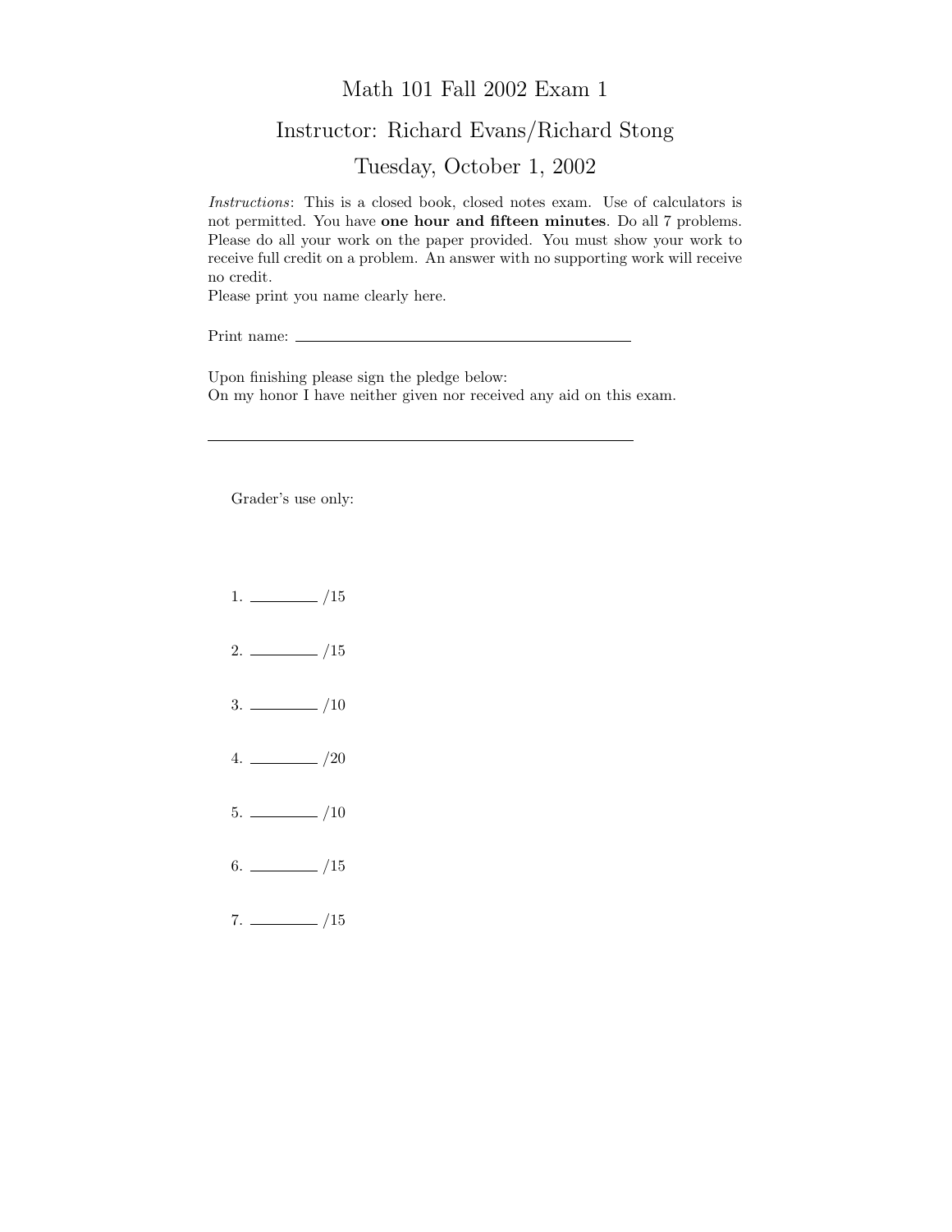# Math 101 Fall 2002 Exam 1

## Instructor: Richard Evans/Richard Stong

## Tuesday, October 1, 2002

*Instructions*: This is a closed book, closed notes exam. Use of calculators is not permitted. You have **one hour and fifteen minutes**. Do all 7 problems. Please do all your work on the paper provided. You must show your work to receive full credit on a problem. An answer with no supporting work will receive no credit.

Please print you name clearly here.

Print name: ________________________________________

Upon finishing please sign the pledge below:
On my honor I have neither given nor received any aid on this exam.

________________________________________________

Grader's use only:

1. ________ /15

2. ________ /15

3. ________ /10

4. ________ /20

5. ________ /10

6. ________ /15

7. ________ /15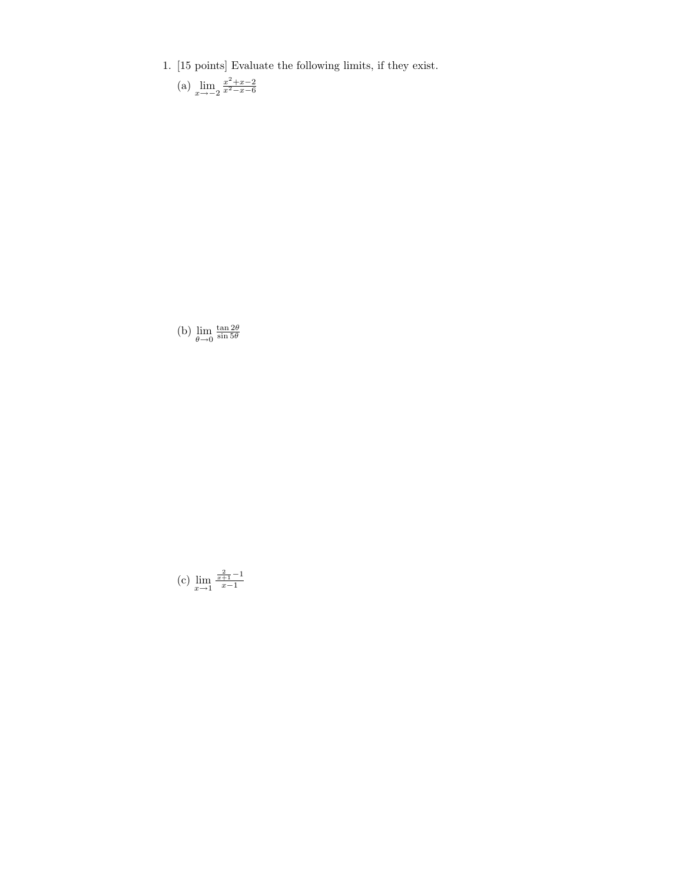1. [15 points] Evaluate the following limits, if they exist.

   (a) $\lim_{x \to -2} \frac{x^2+x-2}{x^2-x-6}$

   (b) $\lim_{\theta \to 0} \frac{\tan 2\theta}{\sin 5\theta}$

   (c) $\lim_{x \to 1} \frac{\frac{2}{x+1}-1}{x-1}$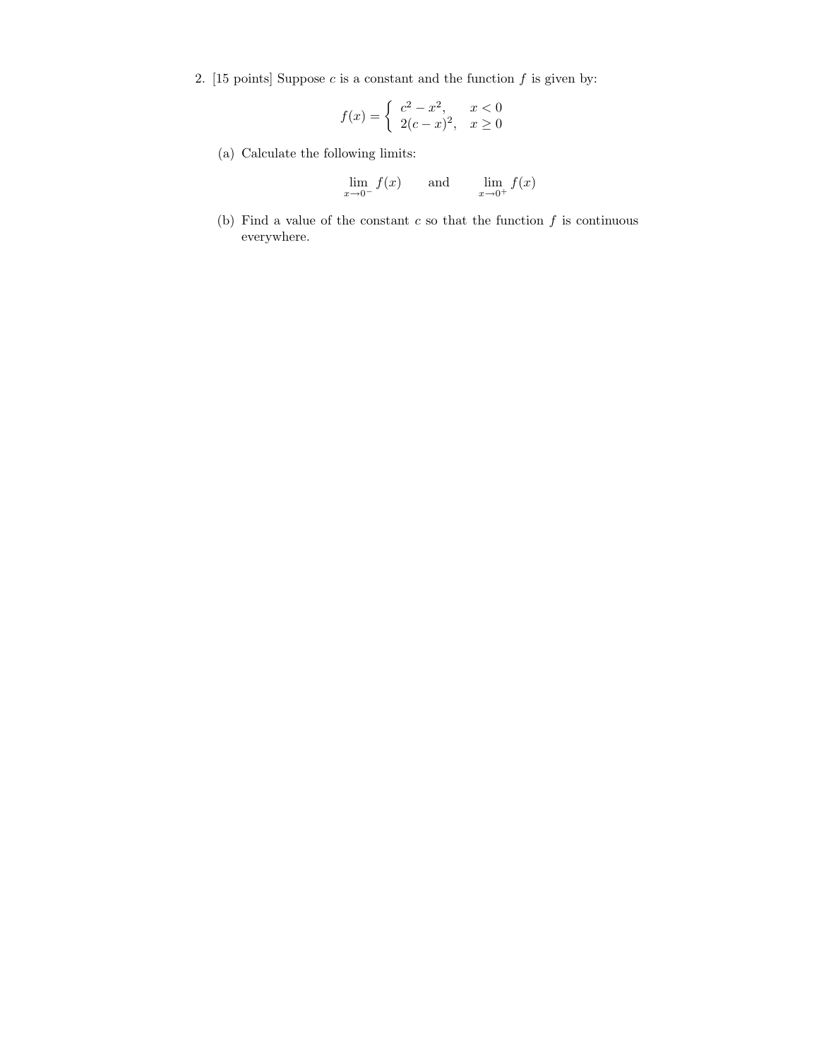2. [15 points] Suppose $c$ is a constant and the function $f$ is given by:

$$f(x) = \begin{cases} c^2 - x^2, & x < 0 \\ 2(c-x)^2, & x \geq 0 \end{cases}$$

(a) Calculate the following limits:

$$\lim_{x \to 0^-} f(x) \qquad \text{and} \qquad \lim_{x \to 0^+} f(x)$$

(b) Find a value of the constant $c$ so that the function $f$ is continuous everywhere.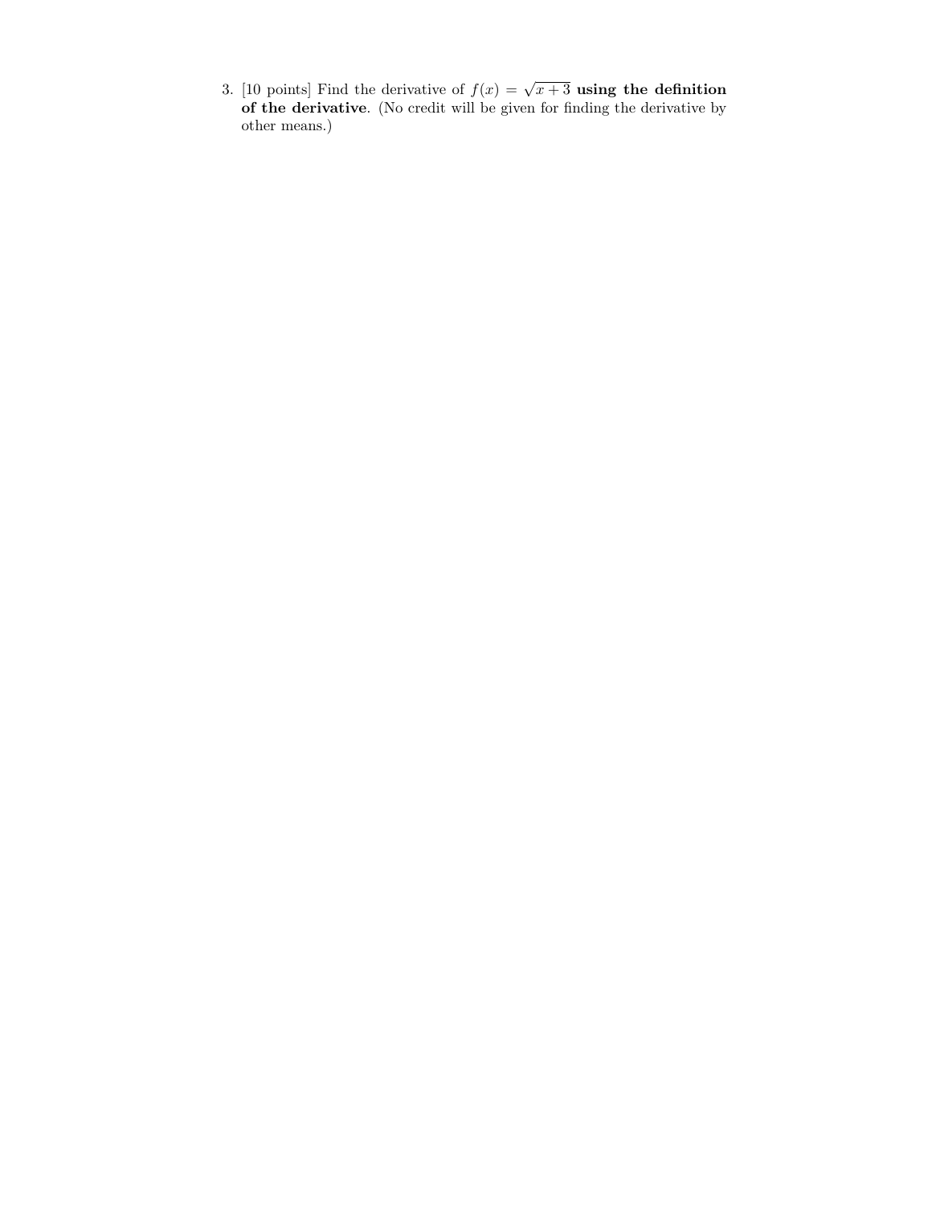3. [10 points] Find the derivative of $f(x) = \sqrt{x+3}$ **using the definition of the derivative**. (No credit will be given for finding the derivative by other means.)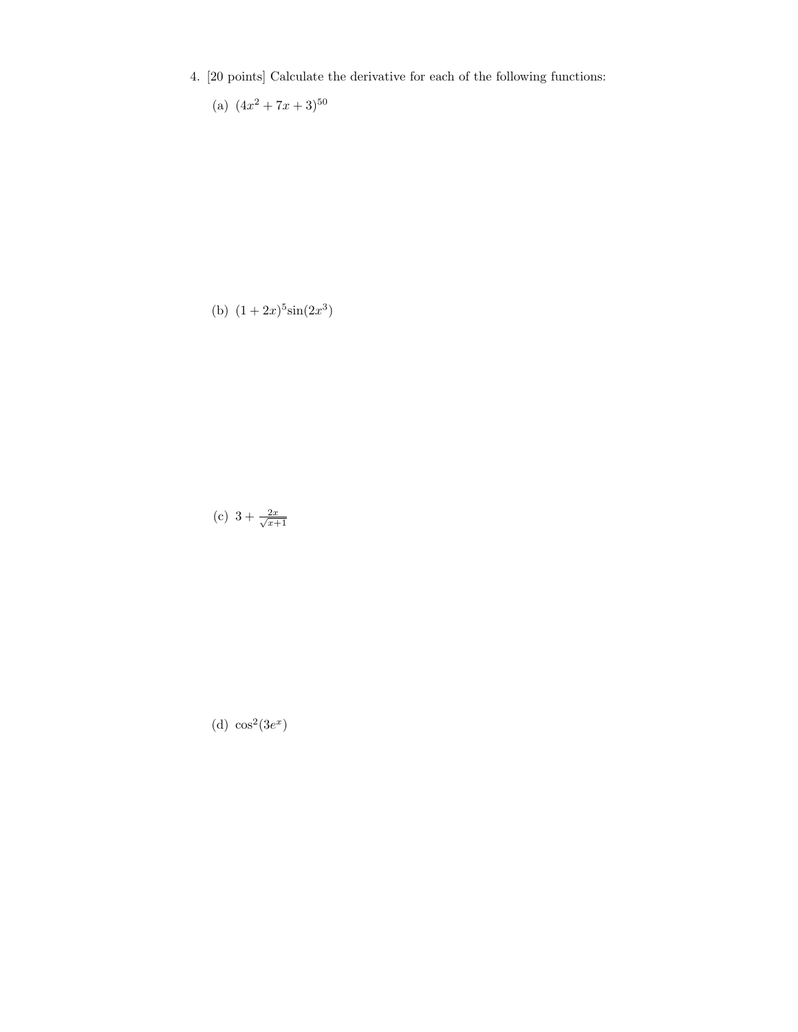4. [20 points] Calculate the derivative for each of the following functions:

   (a) $(4x^2 + 7x + 3)^{50}$

   (b) $(1 + 2x)^5 \sin(2x^3)$

   (c) $3 + \frac{2x}{\sqrt{x+1}}$

   (d) $\cos^2(3e^x)$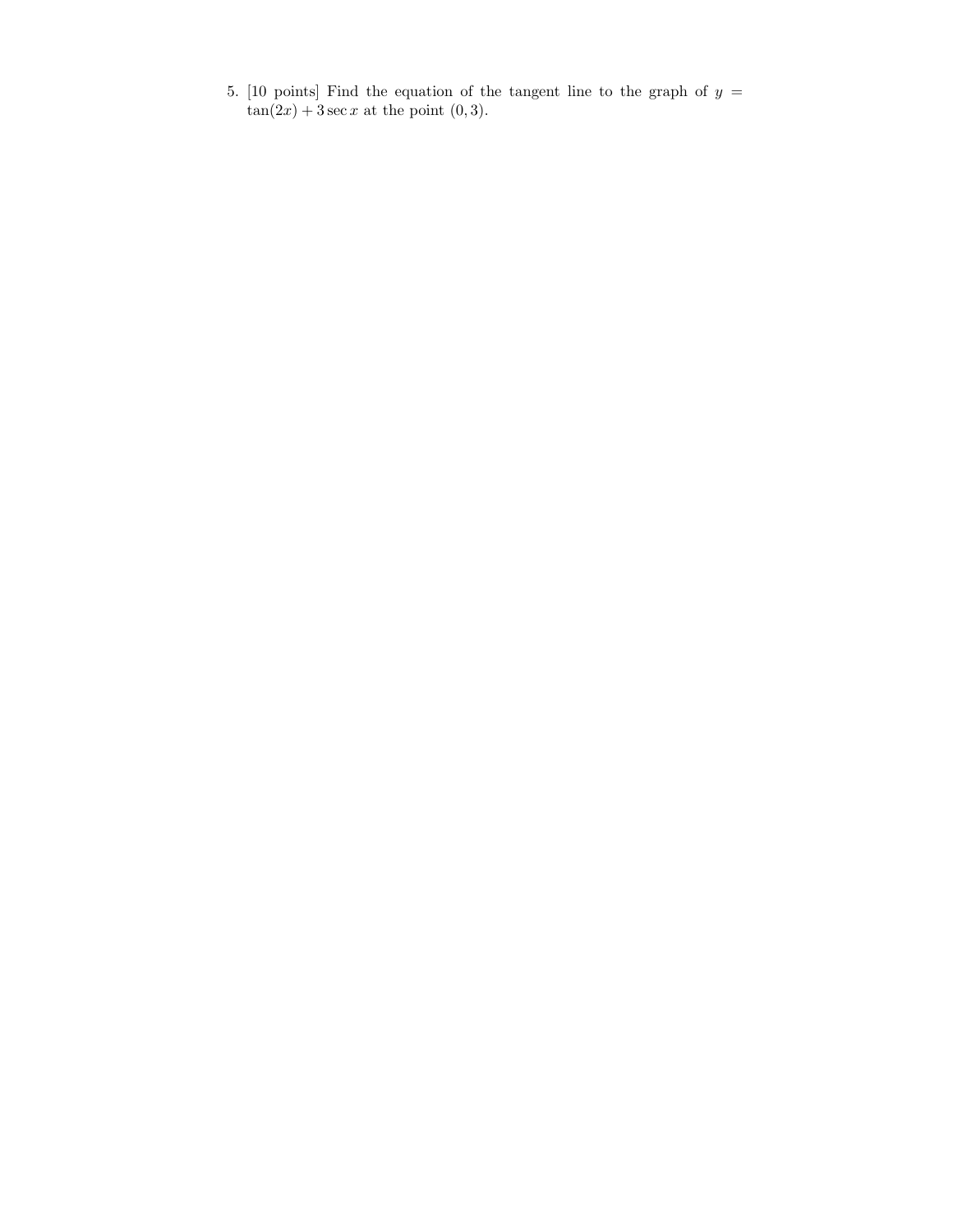5. [10 points] Find the equation of the tangent line to the graph of $y = \tan(2x) + 3\sec x$ at the point $(0, 3)$.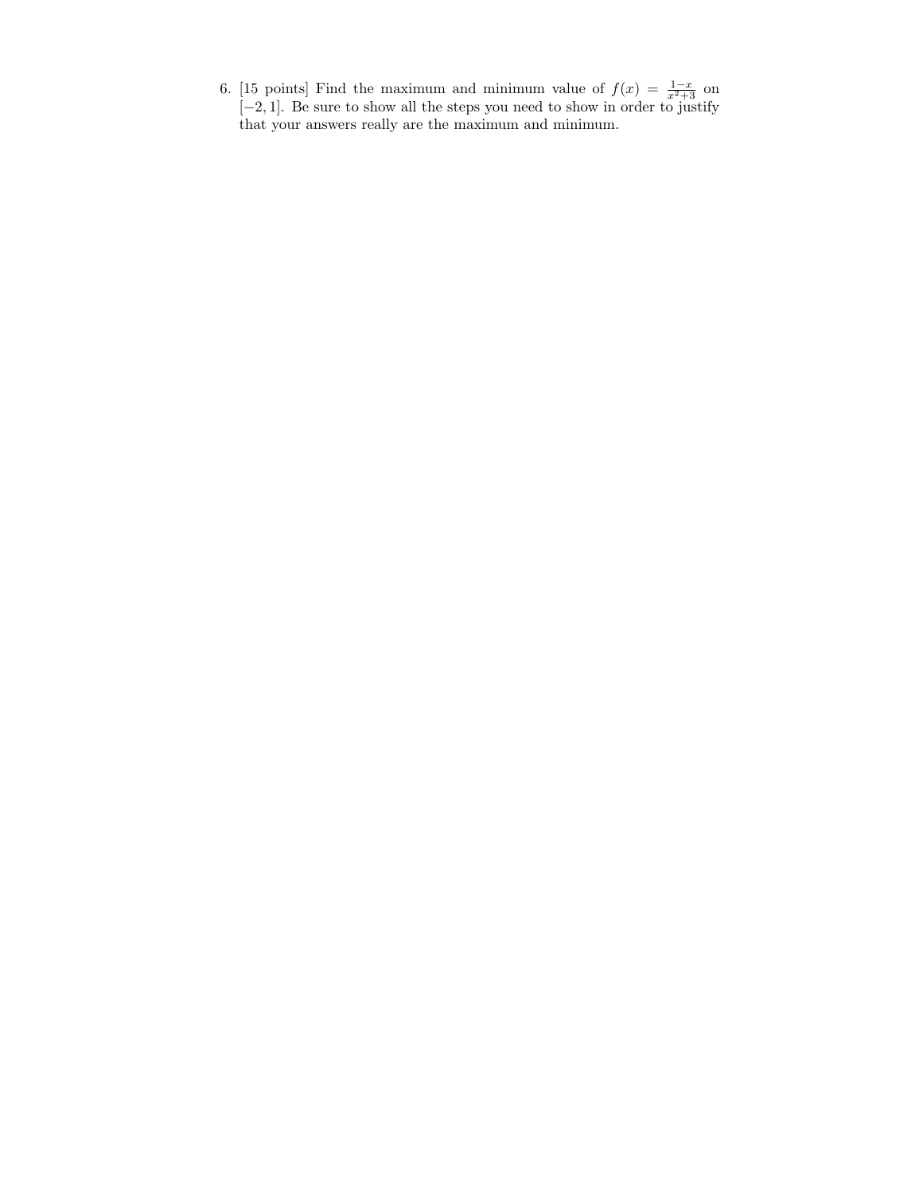6. [15 points] Find the maximum and minimum value of $f(x) = \frac{1-x}{x^2+3}$ on $[-2, 1]$. Be sure to show all the steps you need to show in order to justify that your answers really are the maximum and minimum.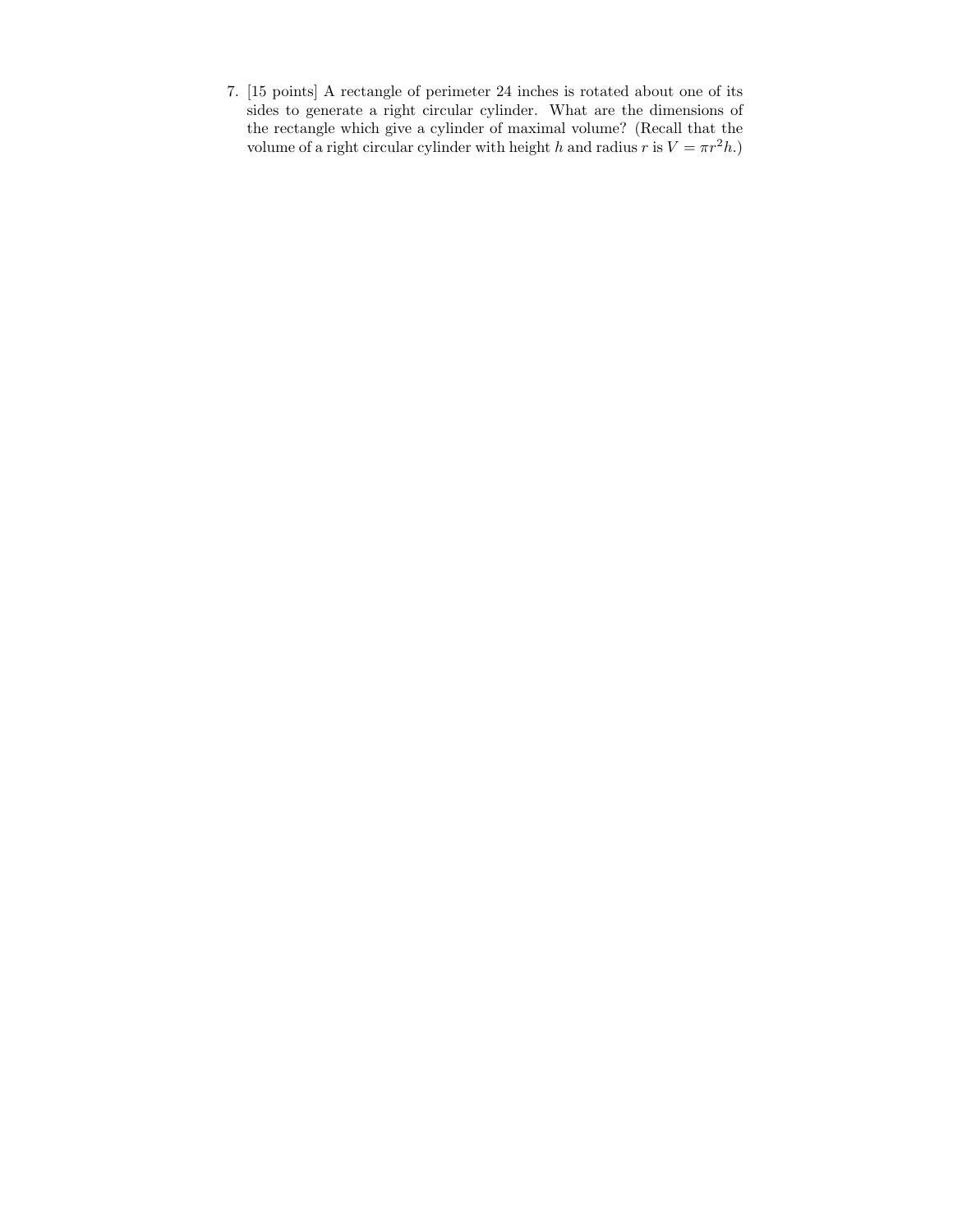7. [15 points] A rectangle of perimeter 24 inches is rotated about one of its sides to generate a right circular cylinder. What are the dimensions of the rectangle which give a cylinder of maximal volume? (Recall that the volume of a right circular cylinder with height $h$ and radius $r$ is $V = \pi r^2 h$.)